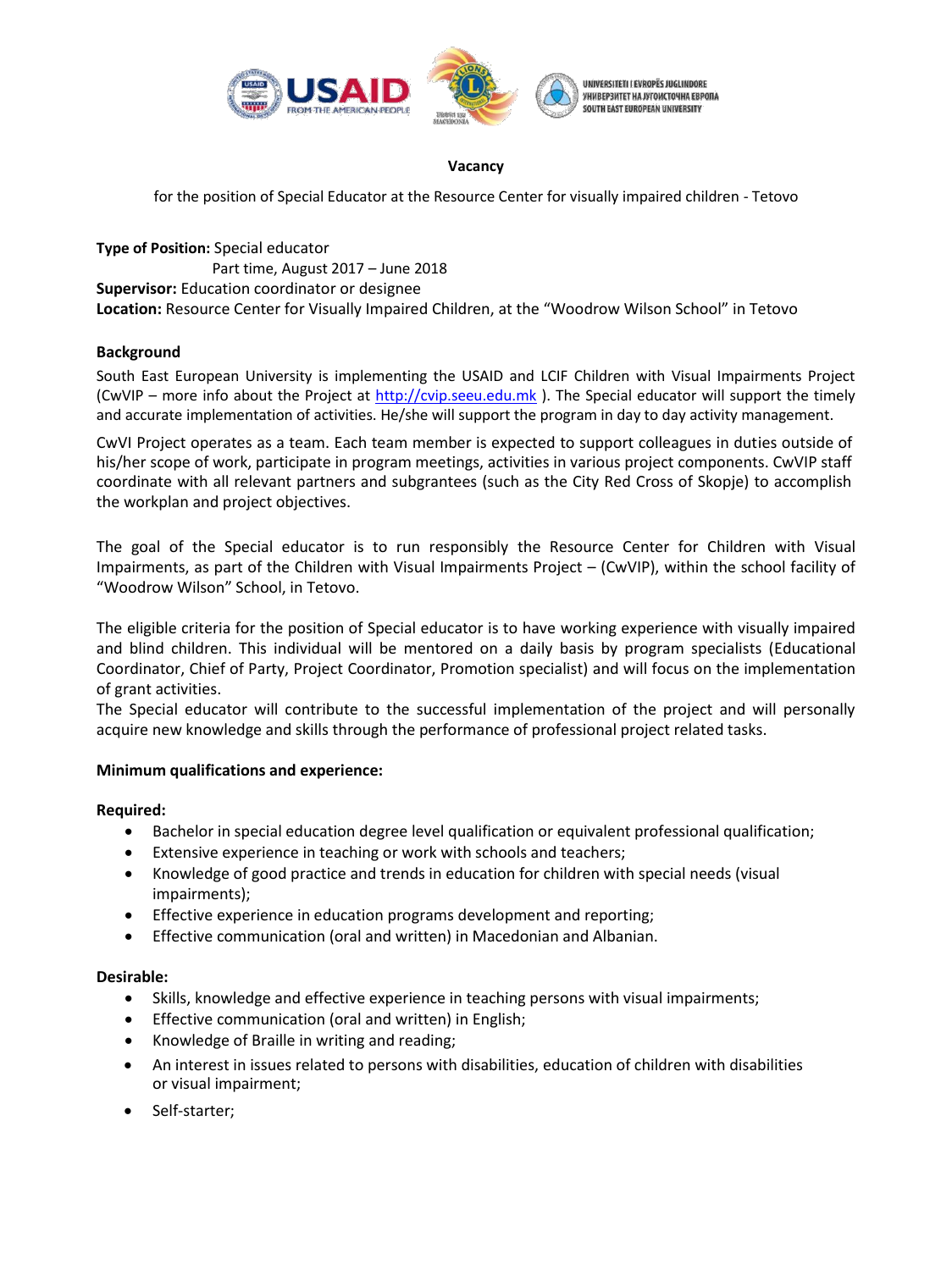**Vacancy**

for the position of Special Educator at the Resource Center for visually impaired children - Tetovo

**Type of Position:** Special educator
Part time, August 2017 – June 2018
**Supervisor:** Education coordinator or designee
**Location:** Resource Center for Visually Impaired Children, at the "Woodrow Wilson School" in Tetovo

**Background**

South East European University is implementing the USAID and LCIF Children with Visual Impairments Project (CwVIP – more info about the Project at http://cvip.seeu.edu.mk ). The Special educator will support the timely and accurate implementation of activities. He/she will support the program in day to day activity management.

CwVI Project operates as a team. Each team member is expected to support colleagues in duties outside of his/her scope of work, participate in program meetings, activities in various project components. CwVIP staff coordinate with all relevant partners and subgrantees (such as the City Red Cross of Skopje) to accomplish the workplan and project objectives.

The goal of the Special educator is to run responsibly the Resource Center for Children with Visual Impairments, as part of the Children with Visual Impairments Project – (CwVIP), within the school facility of "Woodrow Wilson" School, in Tetovo.

The eligible criteria for the position of Special educator is to have working experience with visually impaired and blind children. This individual will be mentored on a daily basis by program specialists (Educational Coordinator, Chief of Party, Project Coordinator, Promotion specialist) and will focus on the implementation of grant activities.
The Special educator will contribute to the successful implementation of the project and will personally acquire new knowledge and skills through the performance of professional project related tasks.

**Minimum qualifications and experience:**

**Required:**

- Bachelor in special education degree level qualification or equivalent professional qualification;
- Extensive experience in teaching or work with schools and teachers;
- Knowledge of good practice and trends in education for children with special needs (visual impairments);
- Effective experience in education programs development and reporting;
- Effective communication (oral and written) in Macedonian and Albanian.

**Desirable:**

- Skills, knowledge and effective experience in teaching persons with visual impairments;
- Effective communication (oral and written) in English;
- Knowledge of Braille in writing and reading;
- An interest in issues related to persons with disabilities, education of children with disabilities or visual impairment;
- Self-starter;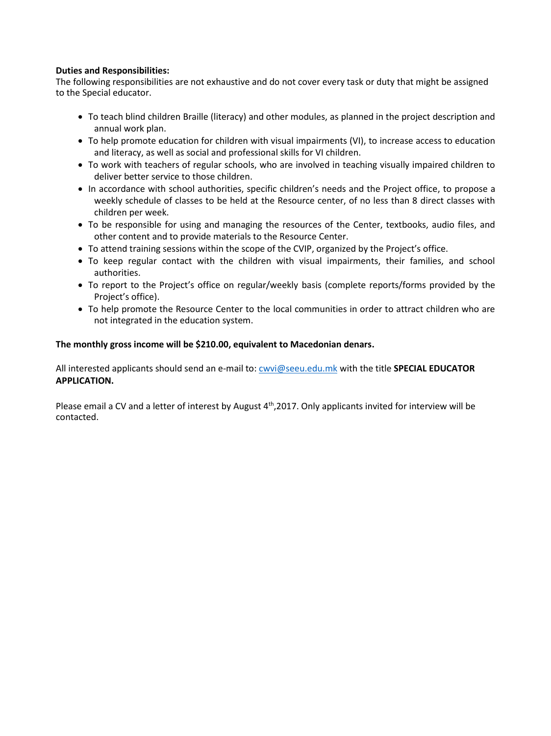**Duties and Responsibilities:**
The following responsibilities are not exhaustive and do not cover every task or duty that might be assigned to the Special educator.

- To teach blind children Braille (literacy) and other modules, as planned in the project description and annual work plan.
- To help promote education for children with visual impairments (VI), to increase access to education and literacy, as well as social and professional skills for VI children.
- To work with teachers of regular schools, who are involved in teaching visually impaired children to deliver better service to those children.
- In accordance with school authorities, specific children's needs and the Project office, to propose a weekly schedule of classes to be held at the Resource center, of no less than 8 direct classes with children per week.
- To be responsible for using and managing the resources of the Center, textbooks, audio files, and other content and to provide materials to the Resource Center.
- To attend training sessions within the scope of the CVIP, organized by the Project's office.
- To keep regular contact with the children with visual impairments, their families, and school authorities.
- To report to the Project's office on regular/weekly basis (complete reports/forms provided by the Project's office).
- To help promote the Resource Center to the local communities in order to attract children who are not integrated in the education system.

**The monthly gross income will be $210.00, equivalent to Macedonian denars.**

All interested applicants should send an e-mail to: cwvi@seeu.edu.mk with the title **SPECIAL EDUCATOR APPLICATION.**

Please email a CV and a letter of interest by August 4th,2017. Only applicants invited for interview will be contacted.